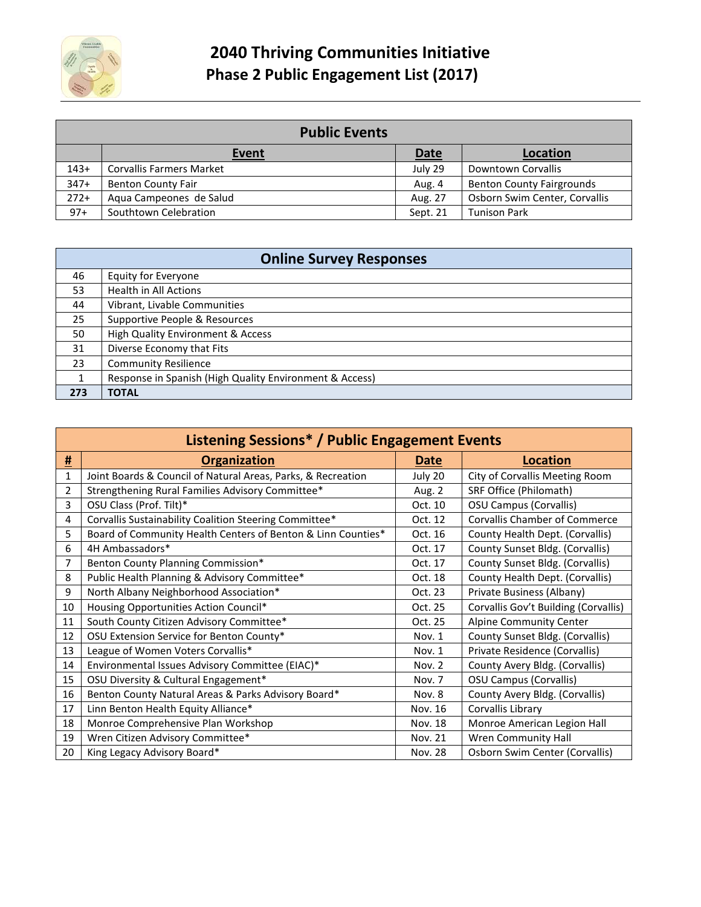# 2040 Thriving Communities Initiative
## Phase 2 Public Engagement List (2017)

| Public Events | | | |
|---|---|---|---|
| | **Event** | **Date** | **Location** |
| 143+ | Corvallis Farmers Market | July 29 | Downtown Corvallis |
| 347+ | Benton County Fair | Aug. 4 | Benton County Fairgrounds |
| 272+ | Aqua Campeones de Salud | Aug. 27 | Osborn Swim Center, Corvallis |
| 97+ | Southtown Celebration | Sept. 21 | Tunison Park |

| Online Survey Responses | |
|---|---|
| 46 | Equity for Everyone |
| 53 | Health in All Actions |
| 44 | Vibrant, Livable Communities |
| 25 | Supportive People & Resources |
| 50 | High Quality Environment & Access |
| 31 | Diverse Economy that Fits |
| 23 | Community Resilience |
| 1 | Response in Spanish (High Quality Environment & Access) |
| **273** | **TOTAL** |

| Listening Sessions* / Public Engagement Events | | | |
|---|---|---|---|
| **#** | **Organization** | **Date** | **Location** |
| 1 | Joint Boards & Council of Natural Areas, Parks, & Recreation | July 20 | City of Corvallis Meeting Room |
| 2 | Strengthening Rural Families Advisory Committee* | Aug. 2 | SRF Office (Philomath) |
| 3 | OSU Class (Prof. Tilt)* | Oct. 10 | OSU Campus (Corvallis) |
| 4 | Corvallis Sustainability Coalition Steering Committee* | Oct. 12 | Corvallis Chamber of Commerce |
| 5 | Board of Community Health Centers of Benton & Linn Counties* | Oct. 16 | County Health Dept. (Corvallis) |
| 6 | 4H Ambassadors* | Oct. 17 | County Sunset Bldg. (Corvallis) |
| 7 | Benton County Planning Commission* | Oct. 17 | County Sunset Bldg. (Corvallis) |
| 8 | Public Health Planning & Advisory Committee* | Oct. 18 | County Health Dept. (Corvallis) |
| 9 | North Albany Neighborhood Association* | Oct. 23 | Private Business (Albany) |
| 10 | Housing Opportunities Action Council* | Oct. 25 | Corvallis Gov't Building (Corvallis) |
| 11 | South County Citizen Advisory Committee* | Oct. 25 | Alpine Community Center |
| 12 | OSU Extension Service for Benton County* | Nov. 1 | County Sunset Bldg. (Corvallis) |
| 13 | League of Women Voters Corvallis* | Nov. 1 | Private Residence (Corvallis) |
| 14 | Environmental Issues Advisory Committee (EIAC)* | Nov. 2 | County Avery Bldg. (Corvallis) |
| 15 | OSU Diversity & Cultural Engagement* | Nov. 7 | OSU Campus (Corvallis) |
| 16 | Benton County Natural Areas & Parks Advisory Board* | Nov. 8 | County Avery Bldg. (Corvallis) |
| 17 | Linn Benton Health Equity Alliance* | Nov. 16 | Corvallis Library |
| 18 | Monroe Comprehensive Plan Workshop | Nov. 18 | Monroe American Legion Hall |
| 19 | Wren Citizen Advisory Committee* | Nov. 21 | Wren Community Hall |
| 20 | King Legacy Advisory Board* | Nov. 28 | Osborn Swim Center (Corvallis) |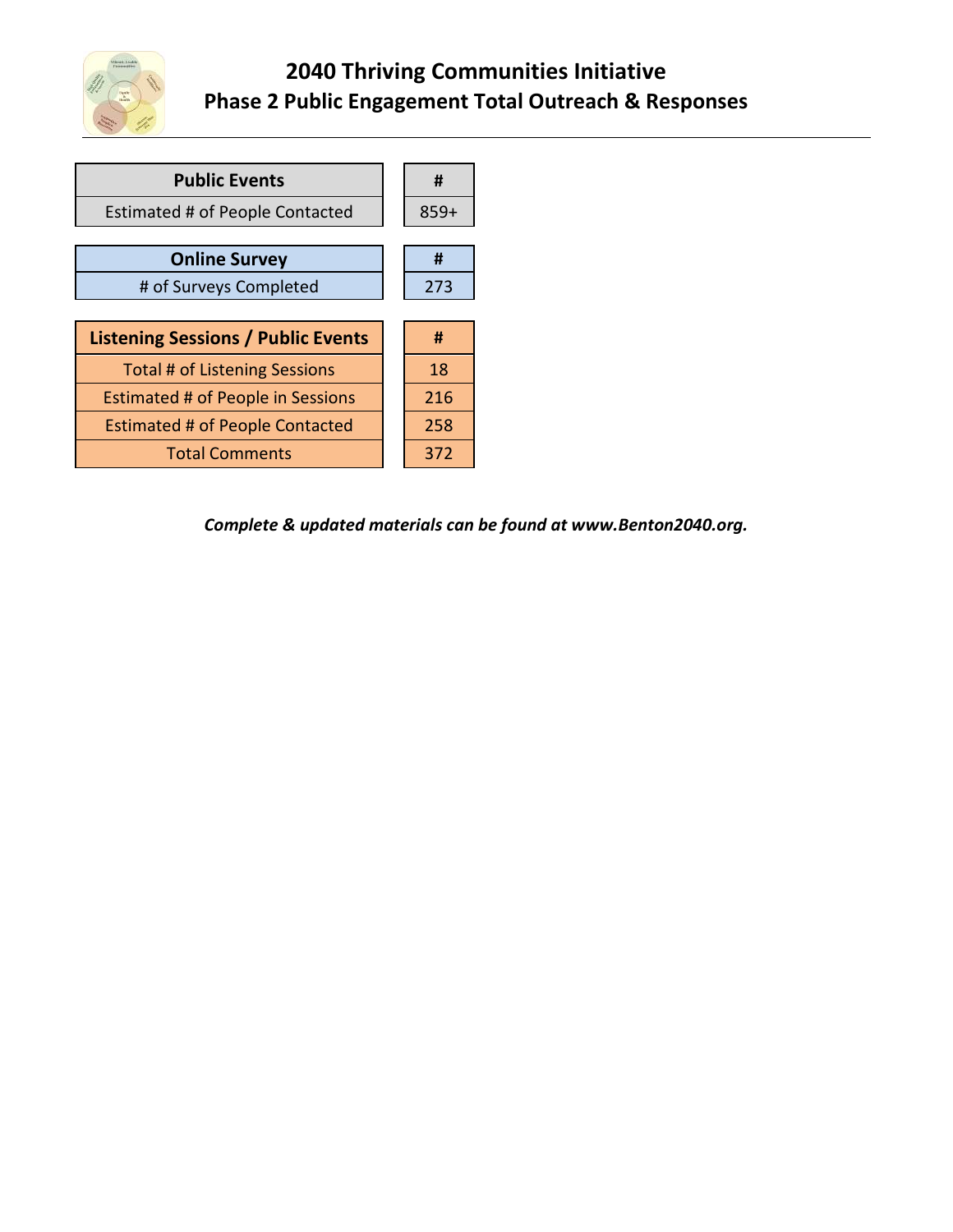# 2040 Thriving Communities Initiative

## Phase 2 Public Engagement Total Outreach & Responses

| Public Events | # |
| --- | --- |
| Estimated # of People Contacted | 859+ |

| Online Survey | # |
| --- | --- |
| # of Surveys Completed | 273 |

| Listening Sessions / Public Events | # |
| --- | --- |
| Total # of Listening Sessions | 18 |
| Estimated # of People in Sessions | 216 |
| Estimated # of People Contacted | 258 |
| Total Comments | 372 |

***Complete & updated materials can be found at www.Benton2040.org.***